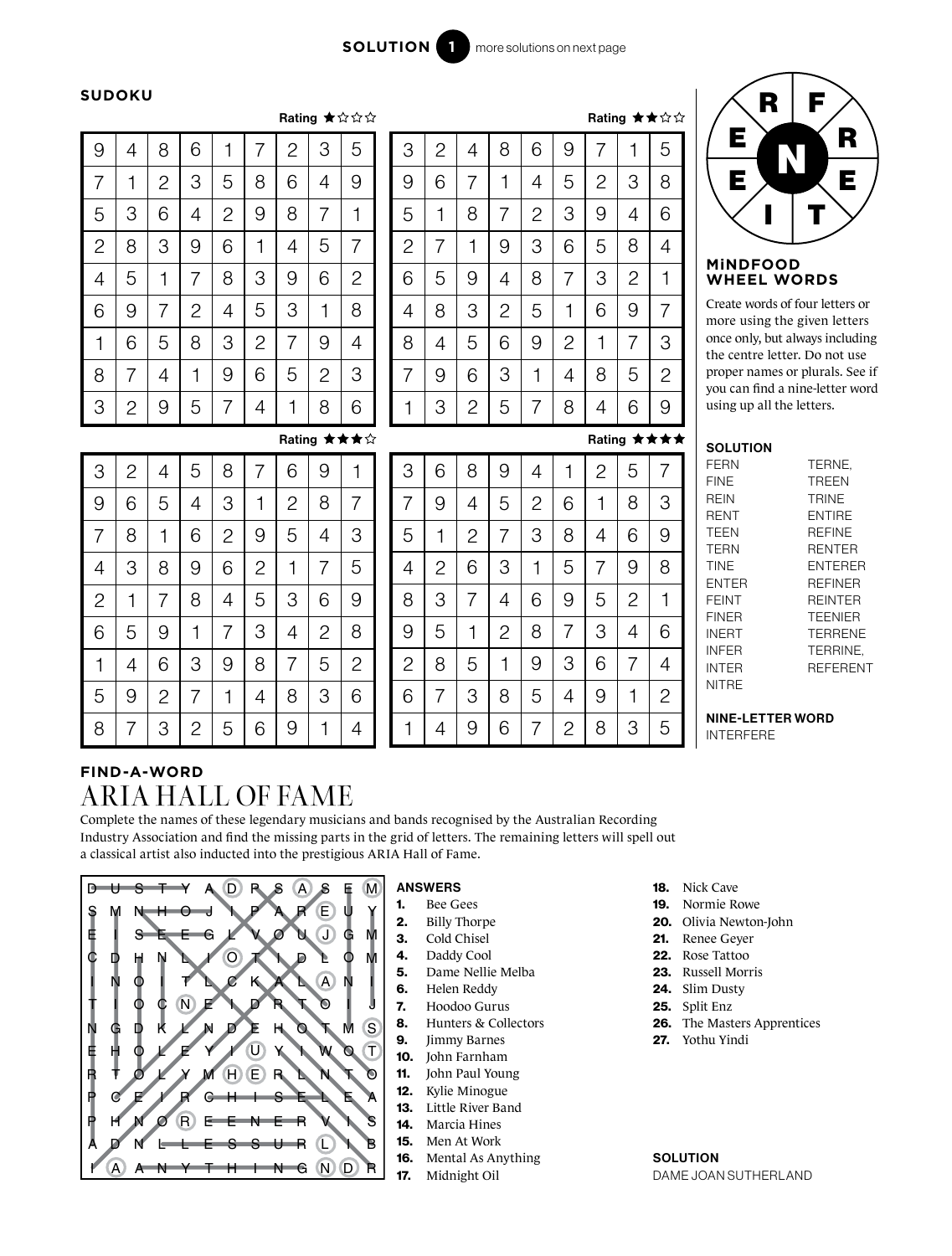**SOLUTION 1** more solutions on next page

## SUDOKU

Rating ★☆☆☆

| | | | | | | | | |
|---|---|---|---|---|---|---|---|---|
| 9 | 4 | 8 | 6 | 1 | 7 | 2 | 3 | 5 |
| 7 | 1 | 2 | 3 | 5 | 8 | 6 | 4 | 9 |
| 5 | 3 | 6 | 4 | 2 | 9 | 8 | 7 | 1 |
| 2 | 8 | 3 | 9 | 6 | 1 | 4 | 5 | 7 |
| 4 | 5 | 1 | 7 | 8 | 3 | 9 | 6 | 2 |
| 6 | 9 | 7 | 2 | 4 | 5 | 3 | 1 | 8 |
| 1 | 6 | 5 | 8 | 3 | 2 | 7 | 9 | 4 |
| 8 | 7 | 4 | 1 | 9 | 6 | 5 | 2 | 3 |
| 3 | 2 | 9 | 5 | 7 | 4 | 1 | 8 | 6 |

Rating ★★☆☆

| | | | | | | | | |
|---|---|---|---|---|---|---|---|---|
| 3 | 2 | 4 | 8 | 6 | 9 | 7 | 1 | 5 |
| 9 | 6 | 7 | 1 | 4 | 5 | 2 | 3 | 8 |
| 5 | 1 | 8 | 7 | 2 | 3 | 9 | 4 | 6 |
| 2 | 7 | 1 | 9 | 3 | 6 | 5 | 8 | 4 |
| 6 | 5 | 9 | 4 | 8 | 7 | 3 | 2 | 1 |
| 4 | 8 | 3 | 2 | 5 | 1 | 6 | 9 | 7 |
| 8 | 4 | 5 | 6 | 9 | 2 | 1 | 7 | 3 |
| 7 | 9 | 6 | 3 | 1 | 4 | 8 | 5 | 2 |
| 1 | 3 | 2 | 5 | 7 | 8 | 4 | 6 | 9 |

Rating ★★★☆

| | | | | | | | | |
|---|---|---|---|---|---|---|---|---|
| 3 | 2 | 4 | 5 | 8 | 7 | 6 | 9 | 1 |
| 9 | 6 | 5 | 4 | 3 | 1 | 2 | 8 | 7 |
| 7 | 8 | 1 | 6 | 2 | 9 | 5 | 4 | 3 |
| 4 | 3 | 8 | 9 | 6 | 2 | 1 | 7 | 5 |
| 2 | 1 | 7 | 8 | 4 | 5 | 3 | 6 | 9 |
| 6 | 5 | 9 | 1 | 7 | 3 | 4 | 2 | 8 |
| 1 | 4 | 6 | 3 | 9 | 8 | 7 | 5 | 2 |
| 5 | 9 | 2 | 7 | 1 | 4 | 8 | 3 | 6 |
| 8 | 7 | 3 | 2 | 5 | 6 | 9 | 1 | 4 |

Rating ★★★★

| | | | | | | | | |
|---|---|---|---|---|---|---|---|---|
| 3 | 6 | 8 | 9 | 4 | 1 | 2 | 5 | 7 |
| 7 | 9 | 4 | 5 | 2 | 6 | 1 | 8 | 3 |
| 5 | 1 | 2 | 7 | 3 | 8 | 4 | 6 | 9 |
| 4 | 2 | 6 | 3 | 1 | 5 | 7 | 9 | 8 |
| 8 | 3 | 7 | 4 | 6 | 9 | 5 | 2 | 1 |
| 9 | 5 | 1 | 2 | 8 | 7 | 3 | 4 | 6 |
| 2 | 8 | 5 | 1 | 9 | 3 | 6 | 7 | 4 |
| 6 | 7 | 3 | 8 | 5 | 4 | 9 | 1 | 2 |
| 1 | 4 | 9 | 6 | 7 | 2 | 8 | 3 | 5 |

## MiNDFOOD WHEEL WORDS

Letters: R, F, E, R, E, T, I, E — centre letter: N

Create words of four letters or more using the given letters once only, but always including the centre letter. Do not use proper names or plurals. See if you can find a nine-letter word using up all the letters.

**SOLUTION**

FERN, FINE, REIN, RENT, TEEN, TERN, TINE, ENTER, FEINT, FINER, INERT, INFER, INTER, NITRE, TERNE, TREEN, TRINE, ENTIRE, REFINE, RENTER, ENTERER, REFINER, REINTER, TEENIER, TERRENE, TERRINE, REFERENT

**NINE-LETTER WORD**

INTERFERE

## FIND-A-WORD

# ARIA HALL OF FAME

Complete the names of these legendary musicians and bands recognised by the Australian Recording Industry Association and find the missing parts in the grid of letters. The remaining letters will spell out a classical artist also inducted into the prestigious ARIA Hall of Fame.

```
D U S T Y A D R S A S E M
S M N H O J I P A R E U Y
E I S E E G L V O U J G M
C D H N L I O T I D L O M
I N O I T L C K A L A N I
T I O C N E I D R T O I J
N G D K L N D E H O T M S
E H O L E Y I U Y I W O T
R T O L Y M H E R L N T O
P C E I R C H I S E L E A
P H N O R E E N E R V I S
A D N L L E S S U R L I B
I A A N Y T H I N G N D R
```

**ANSWERS**

1. Bee Gees
2. Billy Thorpe
3. Cold Chisel
4. Daddy Cool
5. Dame Nellie Melba
6. Helen Reddy
7. Hoodoo Gurus
8. Hunters & Collectors
9. Jimmy Barnes
10. John Farnham
11. John Paul Young
12. Kylie Minogue
13. Little River Band
14. Marcia Hines
15. Men At Work
16. Mental As Anything
17. Midnight Oil
18. Nick Cave
19. Normie Rowe
20. Olivia Newton-John
21. Renee Geyer
22. Rose Tattoo
23. Russell Morris
24. Slim Dusty
25. Split Enz
26. The Masters Apprentices
27. Yothu Yindi

**SOLUTION**

DAME JOAN SUTHERLAND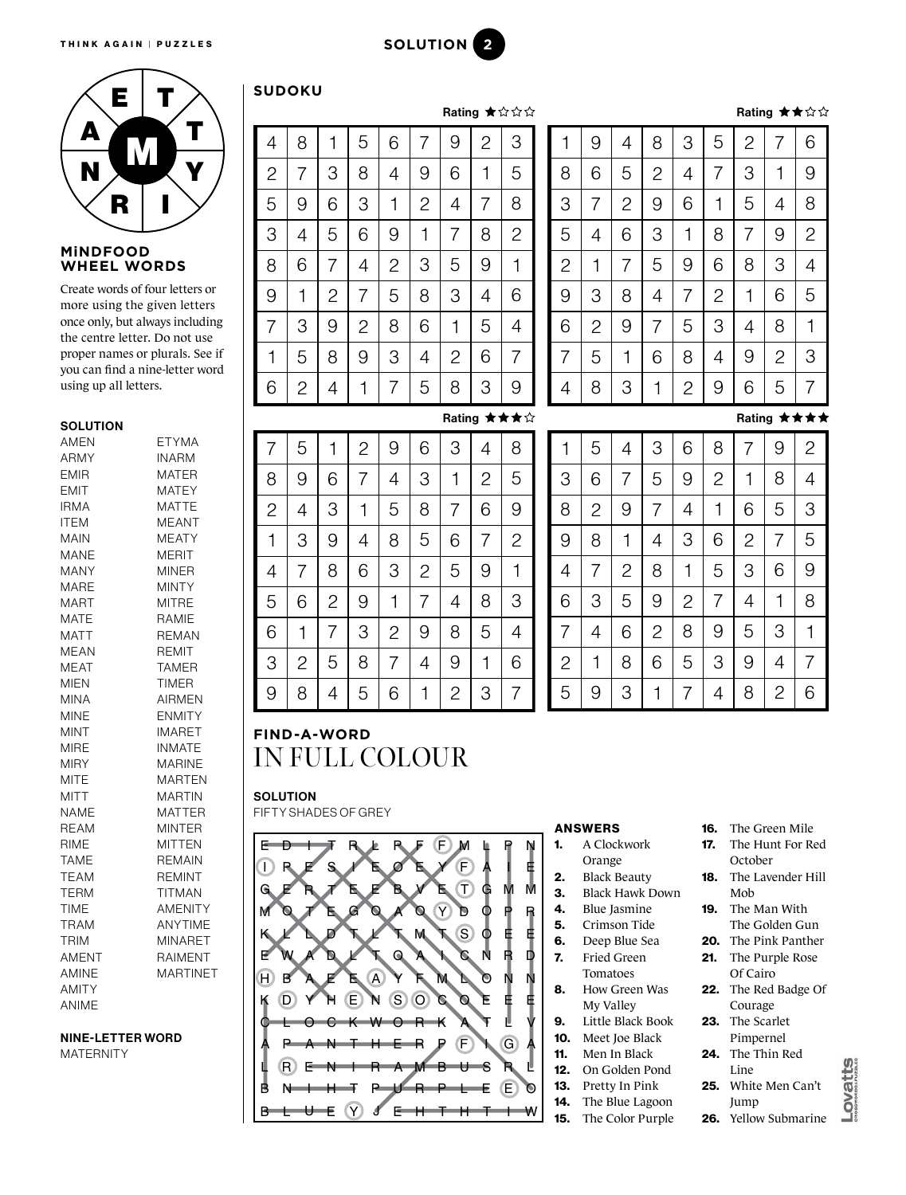# SOLUTION 2

## MiNDFOOD WHEEL WORDS

| | | |
|---|---|---|
| E | T | |
| A | M | T |
| N | | Y |
| R | I | |

Create words of four letters or more using the given letters once only, but always including the centre letter. Do not use proper names or plurals. See if you can find a nine-letter word using up all letters.

**SOLUTION**

AMEN, ARMY, EMIR, EMIT, IRMA, ITEM, MAIN, MANE, MANY, MARE, MART, MATE, MATT, MEAN, MEAT, MIEN, MINA, MINE, MINT, MIRE, MIRY, MITE, MITT, NAME, REAM, RIME, TAME, TEAM, TERM, TIME, TRAM, TRIM, AMENT, AMINE, AMITY, ANIME, ETYMA, INARM, MATER, MATEY, MATTE, MEANT, MEATY, MERIT, MINER, MINTY, MITRE, RAMIE, REMAN, REMIT, TAMER, TIMER, AIRMEN, ENMITY, IMARET, INMATE, MARINE, MARTEN, MARTIN, MATTER, MINTER, MITTEN, REMAIN, REMINT, TITMAN, AMENITY, ANYTIME, MINARET, RAIMENT, MARTINET

**NINE-LETTER WORD**

MATERNITY

## SUDOKU

Rating ★☆☆☆

| | | | | | | | | |
|---|---|---|---|---|---|---|---|---|
| 4 | 8 | 1 | 5 | 6 | 7 | 9 | 2 | 3 |
| 2 | 7 | 3 | 8 | 4 | 9 | 6 | 1 | 5 |
| 5 | 9 | 6 | 3 | 1 | 2 | 4 | 7 | 8 |
| 3 | 4 | 5 | 6 | 9 | 1 | 7 | 8 | 2 |
| 8 | 6 | 7 | 4 | 2 | 3 | 5 | 9 | 1 |
| 9 | 1 | 2 | 7 | 5 | 8 | 3 | 4 | 6 |
| 7 | 3 | 9 | 2 | 8 | 6 | 1 | 5 | 4 |
| 1 | 5 | 8 | 9 | 3 | 4 | 2 | 6 | 7 |
| 6 | 2 | 4 | 1 | 7 | 5 | 8 | 3 | 9 |

Rating ★★☆☆

| | | | | | | | | |
|---|---|---|---|---|---|---|---|---|
| 1 | 9 | 4 | 8 | 3 | 5 | 2 | 7 | 6 |
| 8 | 6 | 5 | 2 | 4 | 7 | 3 | 1 | 9 |
| 3 | 7 | 2 | 9 | 6 | 1 | 5 | 4 | 8 |
| 5 | 4 | 6 | 3 | 1 | 8 | 7 | 9 | 2 |
| 2 | 1 | 7 | 5 | 9 | 6 | 8 | 3 | 4 |
| 9 | 3 | 8 | 4 | 7 | 2 | 1 | 6 | 5 |
| 6 | 2 | 9 | 7 | 5 | 3 | 4 | 8 | 1 |
| 7 | 5 | 1 | 6 | 8 | 4 | 9 | 2 | 3 |
| 4 | 8 | 3 | 1 | 2 | 9 | 6 | 5 | 7 |

Rating ★★★☆

| | | | | | | | | |
|---|---|---|---|---|---|---|---|---|
| 7 | 5 | 1 | 2 | 9 | 6 | 3 | 4 | 8 |
| 8 | 9 | 6 | 7 | 4 | 3 | 1 | 2 | 5 |
| 2 | 4 | 3 | 1 | 5 | 8 | 7 | 6 | 9 |
| 1 | 3 | 9 | 4 | 8 | 5 | 6 | 7 | 2 |
| 4 | 7 | 8 | 6 | 3 | 2 | 5 | 9 | 1 |
| 5 | 6 | 2 | 9 | 1 | 7 | 4 | 8 | 3 |
| 6 | 1 | 7 | 3 | 2 | 9 | 8 | 5 | 4 |
| 3 | 2 | 5 | 8 | 7 | 4 | 9 | 1 | 6 |
| 9 | 8 | 4 | 5 | 6 | 1 | 2 | 3 | 7 |

Rating ★★★★

| | | | | | | | | |
|---|---|---|---|---|---|---|---|---|
| 1 | 5 | 4 | 3 | 6 | 8 | 7 | 9 | 2 |
| 3 | 6 | 7 | 5 | 9 | 2 | 1 | 8 | 4 |
| 8 | 2 | 9 | 7 | 4 | 1 | 6 | 5 | 3 |
| 9 | 8 | 1 | 4 | 3 | 6 | 2 | 7 | 5 |
| 4 | 7 | 2 | 8 | 1 | 5 | 3 | 6 | 9 |
| 6 | 3 | 5 | 9 | 2 | 7 | 4 | 1 | 8 |
| 7 | 4 | 6 | 2 | 8 | 9 | 5 | 3 | 1 |
| 2 | 1 | 8 | 6 | 5 | 3 | 9 | 4 | 7 |
| 5 | 9 | 3 | 1 | 7 | 4 | 8 | 2 | 6 |

## FIND-A-WORD
# IN FULL COLOUR

**SOLUTION**

FIFTY SHADES OF GREY

| | | | | | | | | | | |
|---|---|---|---|---|---|---|---|---|---|---|
| E | D | I | T | R | L | R | F | F | M | L | P | N |
| I | R | E | S | I | E | O | E | Y | F | A | I | E |
| G | E | R | T | E | E | B | V | E | T | G | M | M |
| M | O | T | E | G | O | A | O | Y | D | O | P | R |
| K | L | L | D | T | L | T | M | T | S | O | E | E |
| E | W | A | D | L | T | O | A | I | C | N | R | D |
| H | B | A | E | E | A | Y | F | M | L | O | N | N |
| K | D | Y | H | E | N | S | O | C | O | E | E | E |
| C | L | O | C | K | W | O | R | K | A | T | L | V |
| A | P | A | N | T | H | E | R | P | F | I | G | A |
| L | R | E | N | I | R | A | M | B | U | S | R | L |
| B | N | I | H | T | P | U | R | P | L | E | E | O |
| B | L | U | E | Y | J | E | H | T | H | T | I | W |

**ANSWERS**

1. A Clockwork Orange
2. Black Beauty
3. Black Hawk Down
4. Blue Jasmine
5. Crimson Tide
6. Deep Blue Sea
7. Fried Green Tomatoes
8. How Green Was My Valley
9. Little Black Book
10. Meet Joe Black
11. Men In Black
12. On Golden Pond
13. Pretty In Pink
14. The Blue Lagoon
15. The Color Purple
16. The Green Mile
17. The Hunt For Red October
18. The Lavender Hill Mob
19. The Man With The Golden Gun
20. The Pink Panther
21. The Purple Rose Of Cairo
22. The Red Badge Of Courage
23. The Scarlet Pimpernel
24. The Thin Red Line
25. White Men Can't Jump
26. Yellow Submarine